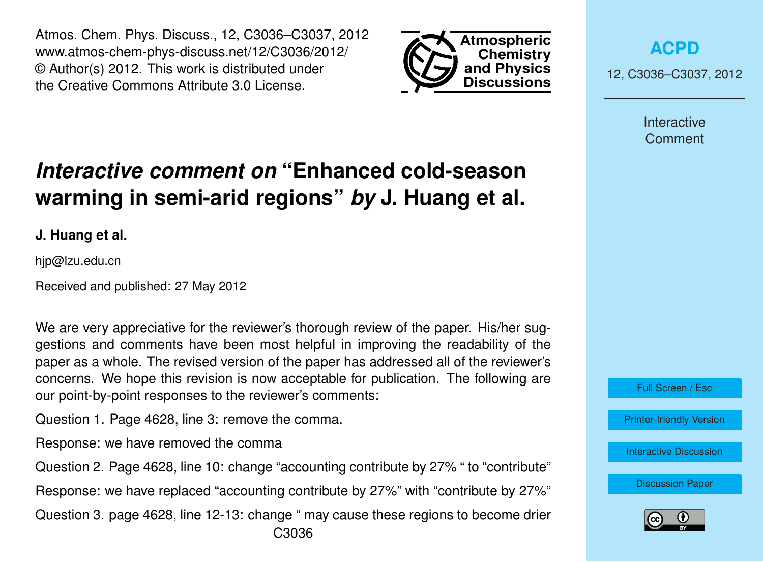Atmos. Chem. Phys. Discuss., 12, C3036–C3037, 2012
www.atmos-chem-phys-discuss.net/12/C3036/2012/
© Author(s) 2012. This work is distributed under
the Creative Commons Attribute 3.0 License.

# *Interactive comment on* "Enhanced cold-season warming in semi-arid regions" *by* J. Huang et al.

**J. Huang et al.**

hjp@lzu.edu.cn

Received and published: 27 May 2012

We are very appreciative for the reviewer's thorough review of the paper. His/her suggestions and comments have been most helpful in improving the readability of the paper as a whole. The revised version of the paper has addressed all of the reviewer's concerns. We hope this revision is now acceptable for publication. The following are our point-by-point responses to the reviewer's comments:

Question 1. Page 4628, line 3: remove the comma.

Response: we have removed the comma

Question 2. Page 4628, line 10: change "accounting contribute by 27% " to "contribute"

Response: we have replaced "accounting contribute by 27%" with "contribute by 27%"

Question 3. page 4628, line 12-13: change " may cause these regions to become drier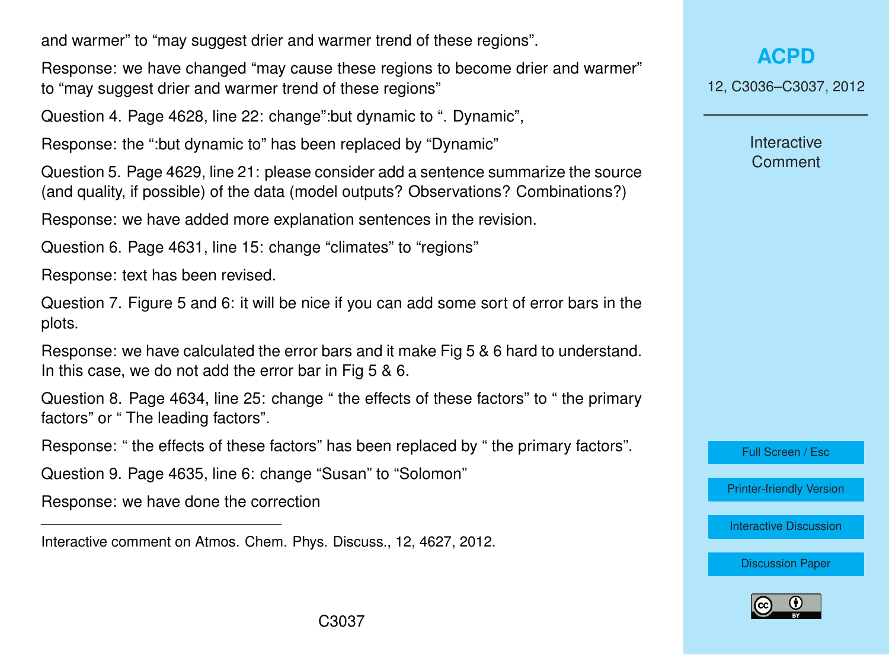and warmer" to "may suggest drier and warmer trend of these regions".

Response: we have changed "may cause these regions to become drier and warmer" to "may suggest drier and warmer trend of these regions"

Question 4. Page 4628, line 22: change":but dynamic to ". Dynamic",

Response: the ":but dynamic to" has been replaced by "Dynamic"

Question 5. Page 4629, line 21: please consider add a sentence summarize the source (and quality, if possible) of the data (model outputs? Observations? Combinations?)

Response: we have added more explanation sentences in the revision.

Question 6. Page 4631, line 15: change "climates" to "regions"

Response: text has been revised.

Question 7. Figure 5 and 6: it will be nice if you can add some sort of error bars in the plots.

Response: we have calculated the error bars and it make Fig 5 & 6 hard to understand. In this case, we do not add the error bar in Fig 5 & 6.

Question 8. Page 4634, line 25: change " the effects of these factors" to " the primary factors" or " The leading factors".

Response: " the effects of these factors" has been replaced by " the primary factors".

Question 9. Page 4635, line 6: change "Susan" to "Solomon"

Response: we have done the correction

---

Interactive comment on Atmos. Chem. Phys. Discuss., 12, 4627, 2012.